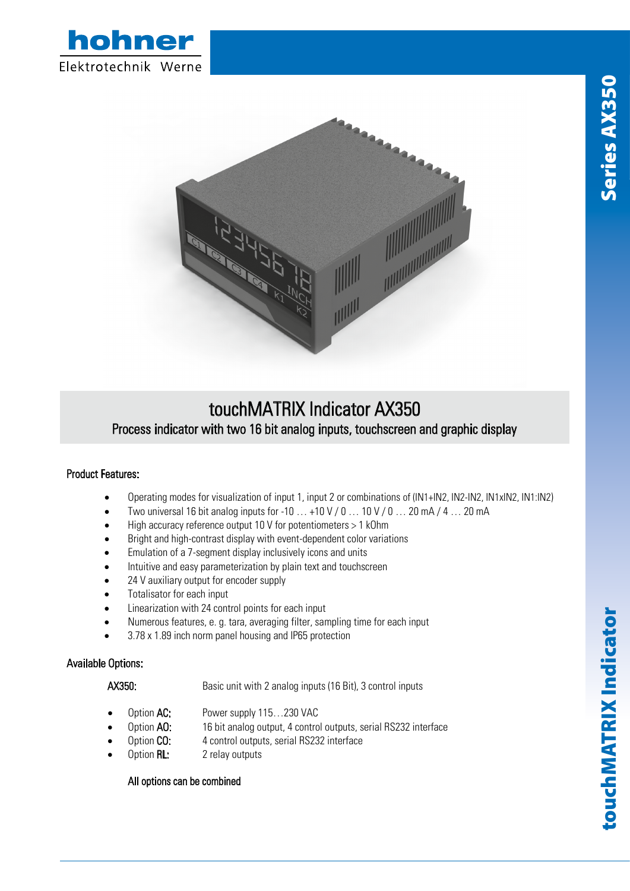# touchMATRIX Indicator AX350

## Process indicator with two 16 bit analog inputs, touchscreen and graphic display

### Product Features:

- Operating modes for visualization of input 1, input 2 or combinations of (IN1+IN2, IN2-IN2, IN1xIN2, IN1:IN2)
- Two universal 16 bit analog inputs for -10 … +10 V / 0 … 10 V / 0 … 20 mA / 4 … 20 mA
- High accuracy reference output 10 V for potentiometers > 1 kOhm
- Bright and high-contrast display with event-dependent color variations
- Emulation of a 7-segment display inclusively icons and units
- Intuitive and easy parameterization by plain text and touchscreen
- 24 V auxiliary output for encoder supply
- Totalisator for each input
- Linearization with 24 control points for each input
- Numerous features, e. g. tara, averaging filter, sampling time for each input
- 3.78 x 1.89 inch norm panel housing and IP65 protection

### Available Options:

AX350: Basic unit with 2 analog inputs (16 Bit), 3 control inputs

- Option **AC**: Power supply 115…230 VAC
- Option **AO**: 16 bit analog output, 4 control outputs, serial RS232 interface
- Option **CO**: 4 control outputs, serial RS232 interface
- Option **RL**: 2 relay outputs

All options can be combined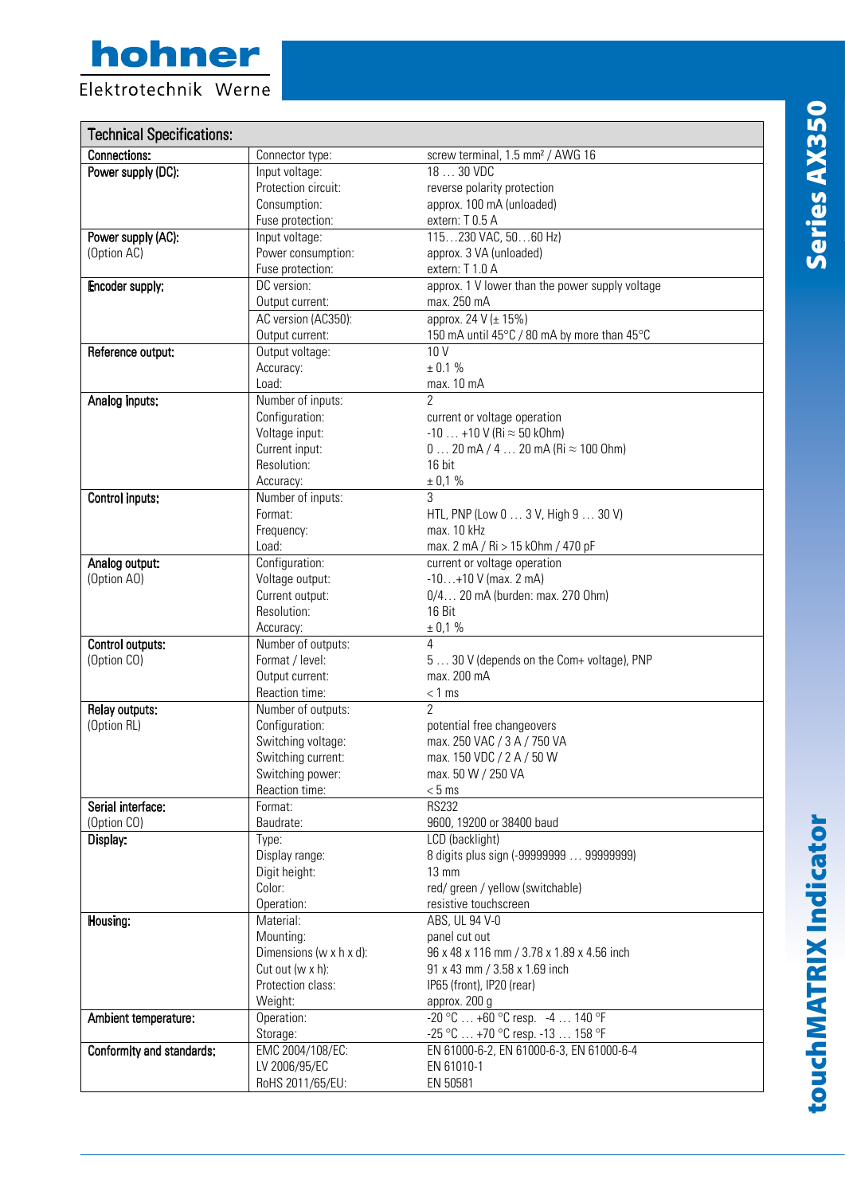| Technical Specifications: | | |
|---|---|---|
| **Connections:** | Connector type: | screw terminal, 1.5 mm² / AWG 16 |
| **Power supply (DC):** | Input voltage: | 18 … 30 VDC |
| | Protection circuit: | reverse polarity protection |
| | Consumption: | approx. 100 mA (unloaded) |
| | Fuse protection: | extern: T 0.5 A |
| **Power supply (AC):** (Option AC) | Input voltage: | 115…230 VAC, 50…60 Hz) |
| | Power consumption: | approx. 3 VA (unloaded) |
| | Fuse protection: | extern: T 1.0 A |
| **Encoder supply:** | DC version: | approx. 1 V lower than the power supply voltage |
| | Output current: | max. 250 mA |
| | AC version (AC350): | approx. 24 V (± 15%) |
| | Output current: | 150 mA until 45°C / 80 mA by more than 45°C |
| **Reference output:** | Output voltage: | 10 V |
| | Accuracy: | ± 0.1 % |
| | Load: | max. 10 mA |
| **Analog inputs:** | Number of inputs: | 2 |
| | Configuration: | current or voltage operation |
| | Voltage input: | -10 … +10 V (Ri ≈ 50 kOhm) |
| | Current input: | 0 … 20 mA / 4 … 20 mA (Ri ≈ 100 Ohm) |
| | Resolution: | 16 bit |
| | Accuracy: | ± 0,1 % |
| **Control inputs:** | Number of inputs: | 3 |
| | Format: | HTL, PNP (Low 0 … 3 V, High 9 … 30 V) |
| | Frequency: | max. 10 kHz |
| | Load: | max. 2 mA / Ri > 15 kOhm / 470 pF |
| **Analog output:** (Option AO) | Configuration: | current or voltage operation |
| | Voltage output: | -10…+10 V (max. 2 mA) |
| | Current output: | 0/4… 20 mA (burden: max. 270 Ohm) |
| | Resolution: | 16 Bit |
| | Accuracy: | ± 0,1 % |
| **Control outputs:** (Option CO) | Number of outputs: | 4 |
| | Format / level: | 5 … 30 V (depends on the Com+ voltage), PNP |
| | Output current: | max. 200 mA |
| | Reaction time: | < 1 ms |
| **Relay outputs:** (Option RL) | Number of outputs: | 2 |
| | Configuration: | potential free changeovers |
| | Switching voltage: | max. 250 VAC / 3 A / 750 VA |
| | Switching current: | max. 150 VDC / 2 A / 50 W |
| | Switching power: | max. 50 W / 250 VA |
| | Reaction time: | < 5 ms |
| **Serial interface:** (Option CO) | Format: | RS232 |
| | Baudrate: | 9600, 19200 or 38400 baud |
| **Display:** | Type: | LCD (backlight) |
| | Display range: | 8 digits plus sign (-99999999 … 99999999) |
| | Digit height: | 13 mm |
| | Color: | red/ green / yellow (switchable) |
| | Operation: | resistive touchscreen |
| **Housing:** | Material: | ABS, UL 94 V-0 |
| | Mounting: | panel cut out |
| | Dimensions (w x h x d): | 96 x 48 x 116 mm / 3.78 x 1.89 x 4.56 inch |
| | Cut out (w x h): | 91 x 43 mm / 3.58 x 1.69 inch |
| | Protection class: | IP65 (front), IP20 (rear) |
| | Weight: | approx. 200 g |
| **Ambient temperature:** | Operation: | -20 °C … +60 °C resp. -4 … 140 °F |
| | Storage: | -25 °C … +70 °C resp. -13 … 158 °F |
| **Conformity and standards:** | EMC 2004/108/EC: | EN 61000-6-2, EN 61000-6-3, EN 61000-6-4 |
| | LV 2006/95/EC | EN 61010-1 |
| | RoHS 2011/65/EU: | EN 50581 |